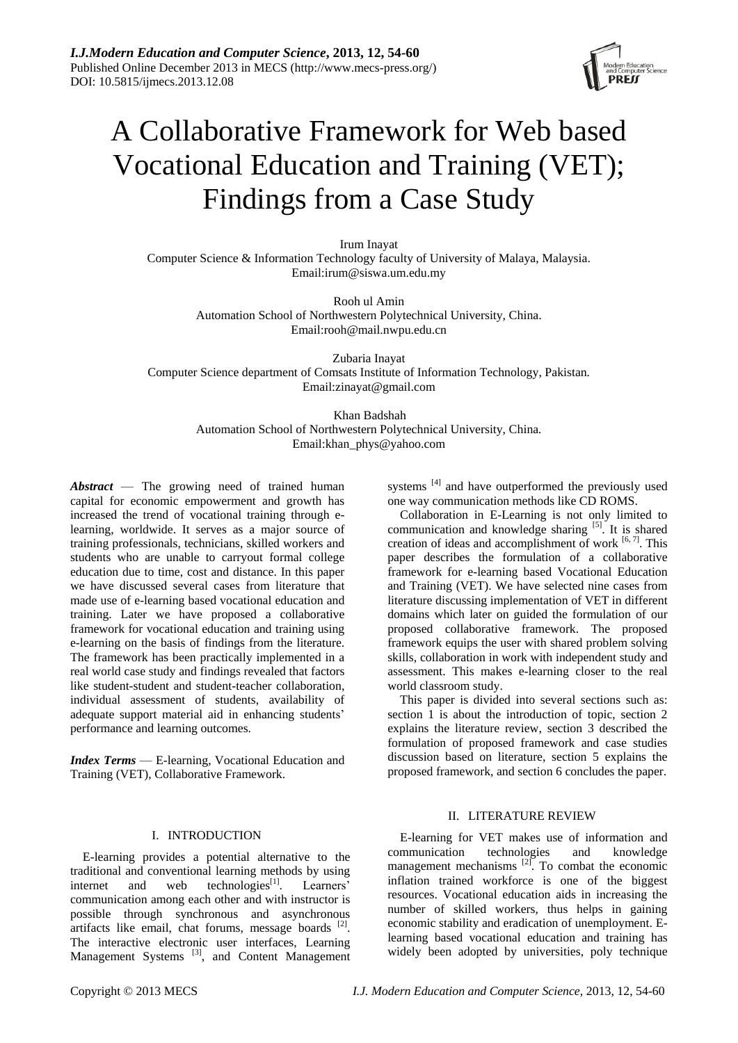# A Collaborative Framework for Web based Vocational Education and Training (VET); Findings from a Case Study

Irum Inayat
Computer Science & Information Technology faculty of University of Malaya, Malaysia.
Email:irum@siswa.um.edu.my

Rooh ul Amin
Automation School of Northwestern Polytechnical University, China.
Email:rooh@mail.nwpu.edu.cn

Zubaria Inayat
Computer Science department of Comsats Institute of Information Technology, Pakistan.
Email:zinayat@gmail.com

Khan Badshah
Automation School of Northwestern Polytechnical University, China.
Email:khan_phys@yahoo.com

***Abstract*** — The growing need of trained human capital for economic empowerment and growth has increased the trend of vocational training through e-learning, worldwide. It serves as a major source of training professionals, technicians, skilled workers and students who are unable to carryout formal college education due to time, cost and distance. In this paper we have discussed several cases from literature that made use of e-learning based vocational education and training. Later we have proposed a collaborative framework for vocational education and training using e-learning on the basis of findings from the literature. The framework has been practically implemented in a real world case study and findings revealed that factors like student-student and student-teacher collaboration, individual assessment of students, availability of adequate support material aid in enhancing students' performance and learning outcomes.

***Index Terms*** — E-learning, Vocational Education and Training (VET), Collaborative Framework.

## I. INTRODUCTION

E-learning provides a potential alternative to the traditional and conventional learning methods by using internet and web technologies[1]. Learners' communication among each other and with instructor is possible through synchronous and asynchronous artifacts like email, chat forums, message boards [2]. The interactive electronic user interfaces, Learning Management Systems [3], and Content Management systems [4] and have outperformed the previously used one way communication methods like CD ROMS.

Collaboration in E-Learning is not only limited to communication and knowledge sharing [5]. It is shared creation of ideas and accomplishment of work [6, 7]. This paper describes the formulation of a collaborative framework for e-learning based Vocational Education and Training (VET). We have selected nine cases from literature discussing implementation of VET in different domains which later on guided the formulation of our proposed collaborative framework. The proposed framework equips the user with shared problem solving skills, collaboration in work with independent study and assessment. This makes e-learning closer to the real world classroom study.

This paper is divided into several sections such as: section 1 is about the introduction of topic, section 2 explains the literature review, section 3 described the formulation of proposed framework and case studies discussion based on literature, section 5 explains the proposed framework, and section 6 concludes the paper.

## II. LITERATURE REVIEW

E-learning for VET makes use of information and communication technologies and knowledge management mechanisms [2]. To combat the economic inflation trained workforce is one of the biggest resources. Vocational education aids in increasing the number of skilled workers, thus helps in gaining economic stability and eradication of unemployment. E-learning based vocational education and training has widely been adopted by universities, poly technique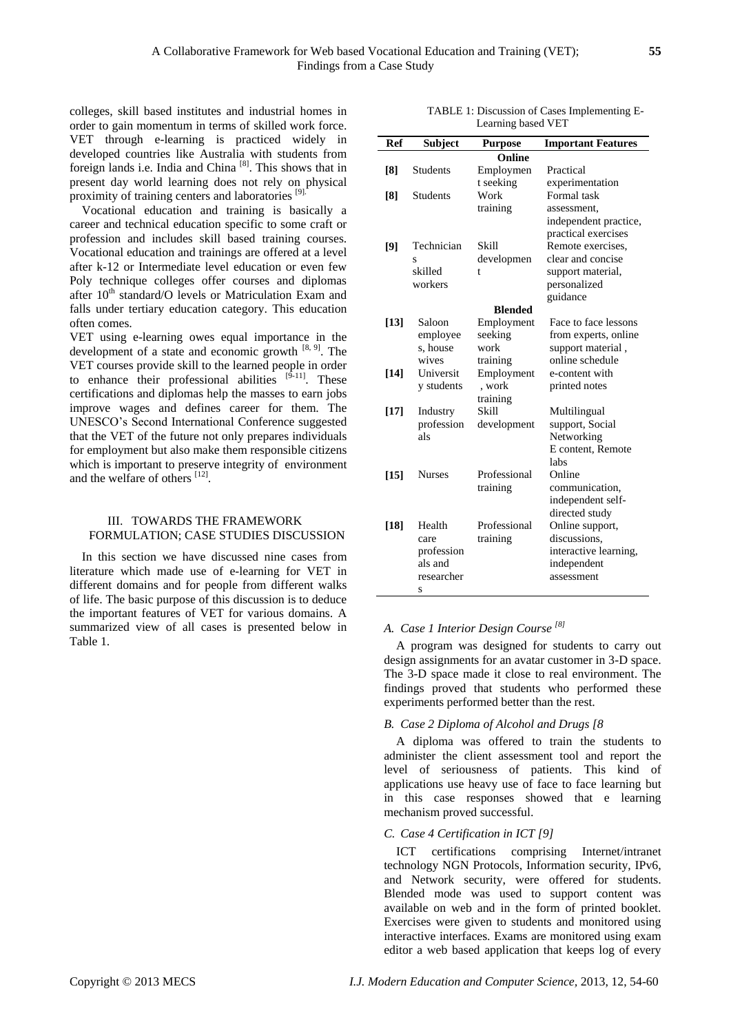colleges, skill based institutes and industrial homes in order to gain momentum in terms of skilled work force. VET through e-learning is practiced widely in developed countries like Australia with students from foreign lands i.e. India and China [8]. This shows that in present day world learning does not rely on physical proximity of training centers and laboratories [9].

Vocational education and training is basically a career and technical education specific to some craft or profession and includes skill based training courses. Vocational education and trainings are offered at a level after k-12 or Intermediate level education or even few Poly technique colleges offer courses and diplomas after 10th standard/O levels or Matriculation Exam and falls under tertiary education category. This education often comes.

VET using e-learning owes equal importance in the development of a state and economic growth [8, 9]. The VET courses provide skill to the learned people in order to enhance their professional abilities [9-11]. These certifications and diplomas help the masses to earn jobs improve wages and defines career for them. The UNESCO's Second International Conference suggested that the VET of the future not only prepares individuals for employment but also make them responsible citizens which is important to preserve integrity of environment and the welfare of others [12].

## III. TOWARDS THE FRAMEWORK FORMULATION; CASE STUDIES DISCUSSION

In this section we have discussed nine cases from literature which made use of e-learning for VET in different domains and for people from different walks of life. The basic purpose of this discussion is to deduce the important features of VET for various domains. A summarized view of all cases is presented below in Table 1.

TABLE 1: Discussion of Cases Implementing E-Learning based VET

| Ref | Subject | Purpose | Important Features |
|---|---|---|---|
| | | **Online** | |
| [8] | Students | Employment seeking | Practical experimentation |
| [8] | Students | Work training | Formal task assessment, independent practice, practical exercises |
| [9] | Technicians skilled workers | Skill development | Remote exercises, clear and concise support material, personalized guidance |
| | | **Blended** | |
| [13] | Saloon employees, house wives | Employment seeking work training | Face to face lessons from experts, online support material, online schedule |
| [14] | University students | Employment, work training | e-content with printed notes |
| [17] | Industry professionals | Skill development | Multilingual support, Social Networking E content, Remote labs |
| [15] | Nurses | Professional training | Online communication, independent self-directed study |
| [18] | Health care professionals and researchers | Professional training | Online support, discussions, interactive learning, independent assessment |

### *A. Case 1 Interior Design Course [8]*

A program was designed for students to carry out design assignments for an avatar customer in 3-D space. The 3-D space made it close to real environment. The findings proved that students who performed these experiments performed better than the rest.

### *B. Case 2 Diploma of Alcohol and Drugs [8*

A diploma was offered to train the students to administer the client assessment tool and report the level of seriousness of patients. This kind of applications use heavy use of face to face learning but in this case responses showed that e learning mechanism proved successful.

### *C. Case 4 Certification in ICT [9]*

ICT certifications comprising Internet/intranet technology NGN Protocols, Information security, IPv6, and Network security, were offered for students. Blended mode was used to support content was available on web and in the form of printed booklet. Exercises were given to students and monitored using interactive interfaces. Exams are monitored using exam editor a web based application that keeps log of every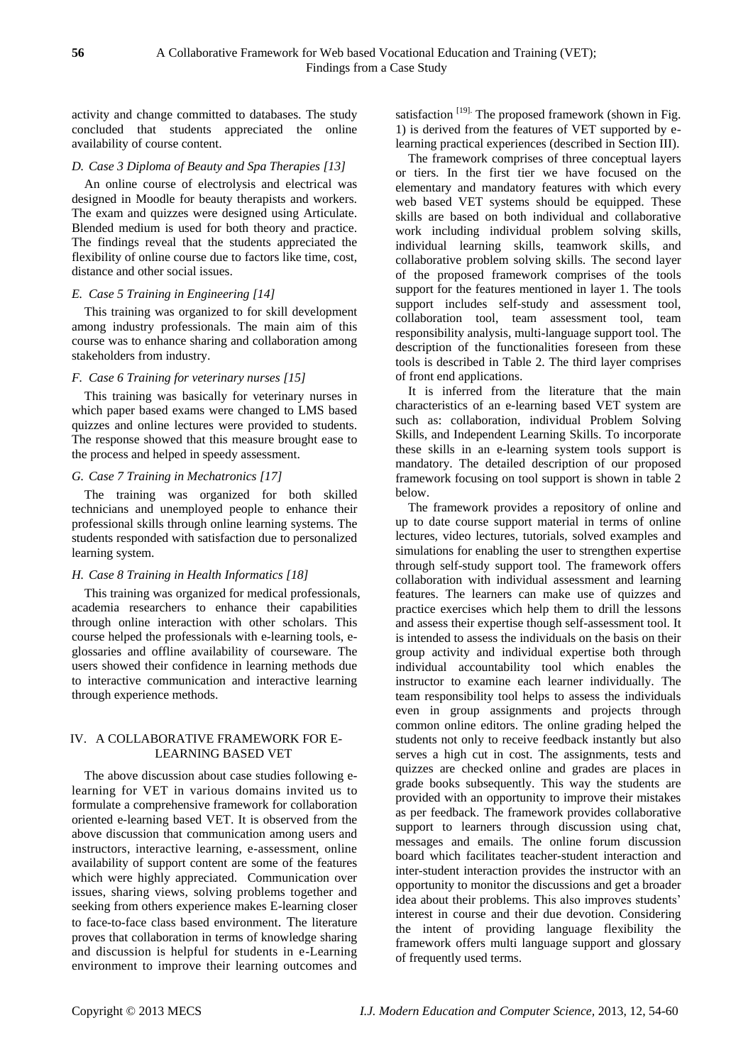activity and change committed to databases. The study concluded that students appreciated the online availability of course content.

### D. Case 3 Diploma of Beauty and Spa Therapies [13]

An online course of electrolysis and electrical was designed in Moodle for beauty therapists and workers. The exam and quizzes were designed using Articulate. Blended medium is used for both theory and practice. The findings reveal that the students appreciated the flexibility of online course due to factors like time, cost, distance and other social issues.

### E. Case 5 Training in Engineering [14]

This training was organized to for skill development among industry professionals. The main aim of this course was to enhance sharing and collaboration among stakeholders from industry.

### F. Case 6 Training for veterinary nurses [15]

This training was basically for veterinary nurses in which paper based exams were changed to LMS based quizzes and online lectures were provided to students. The response showed that this measure brought ease to the process and helped in speedy assessment.

### G. Case 7 Training in Mechatronics [17]

The training was organized for both skilled technicians and unemployed people to enhance their professional skills through online learning systems. The students responded with satisfaction due to personalized learning system.

### H. Case 8 Training in Health Informatics [18]

This training was organized for medical professionals, academia researchers to enhance their capabilities through online interaction with other scholars. This course helped the professionals with e-learning tools, e-glossaries and offline availability of courseware. The users showed their confidence in learning methods due to interactive communication and interactive learning through experience methods.

## IV. A COLLABORATIVE FRAMEWORK FOR E-LEARNING BASED VET

The above discussion about case studies following e-learning for VET in various domains invited us to formulate a comprehensive framework for collaboration oriented e-learning based VET. It is observed from the above discussion that communication among users and instructors, interactive learning, e-assessment, online availability of support content are some of the features which were highly appreciated. Communication over issues, sharing views, solving problems together and seeking from others experience makes E-learning closer to face-to-face class based environment. The literature proves that collaboration in terms of knowledge sharing and discussion is helpful for students in e-Learning environment to improve their learning outcomes and satisfaction [19]. The proposed framework (shown in Fig. 1) is derived from the features of VET supported by e-learning practical experiences (described in Section III).

The framework comprises of three conceptual layers or tiers. In the first tier we have focused on the elementary and mandatory features with which every web based VET systems should be equipped. These skills are based on both individual and collaborative work including individual problem solving skills, individual learning skills, teamwork skills, and collaborative problem solving skills. The second layer of the proposed framework comprises of the tools support for the features mentioned in layer 1. The tools support includes self-study and assessment tool, collaboration tool, team assessment tool, team responsibility analysis, multi-language support tool. The description of the functionalities foreseen from these tools is described in Table 2. The third layer comprises of front end applications.

It is inferred from the literature that the main characteristics of an e-learning based VET system are such as: collaboration, individual Problem Solving Skills, and Independent Learning Skills. To incorporate these skills in an e-learning system tools support is mandatory. The detailed description of our proposed framework focusing on tool support is shown in table 2 below.

The framework provides a repository of online and up to date course support material in terms of online lectures, video lectures, tutorials, solved examples and simulations for enabling the user to strengthen expertise through self-study support tool. The framework offers collaboration with individual assessment and learning features. The learners can make use of quizzes and practice exercises which help them to drill the lessons and assess their expertise though self-assessment tool. It is intended to assess the individuals on the basis on their group activity and individual expertise both through individual accountability tool which enables the instructor to examine each learner individually. The team responsibility tool helps to assess the individuals even in group assignments and projects through common online editors. The online grading helped the students not only to receive feedback instantly but also serves a high cut in cost. The assignments, tests and quizzes are checked online and grades are places in grade books subsequently. This way the students are provided with an opportunity to improve their mistakes as per feedback. The framework provides collaborative support to learners through discussion using chat, messages and emails. The online forum discussion board which facilitates teacher-student interaction and inter-student interaction provides the instructor with an opportunity to monitor the discussions and get a broader idea about their problems. This also improves students' interest in course and their due devotion. Considering the intent of providing language flexibility the framework offers multi language support and glossary of frequently used terms.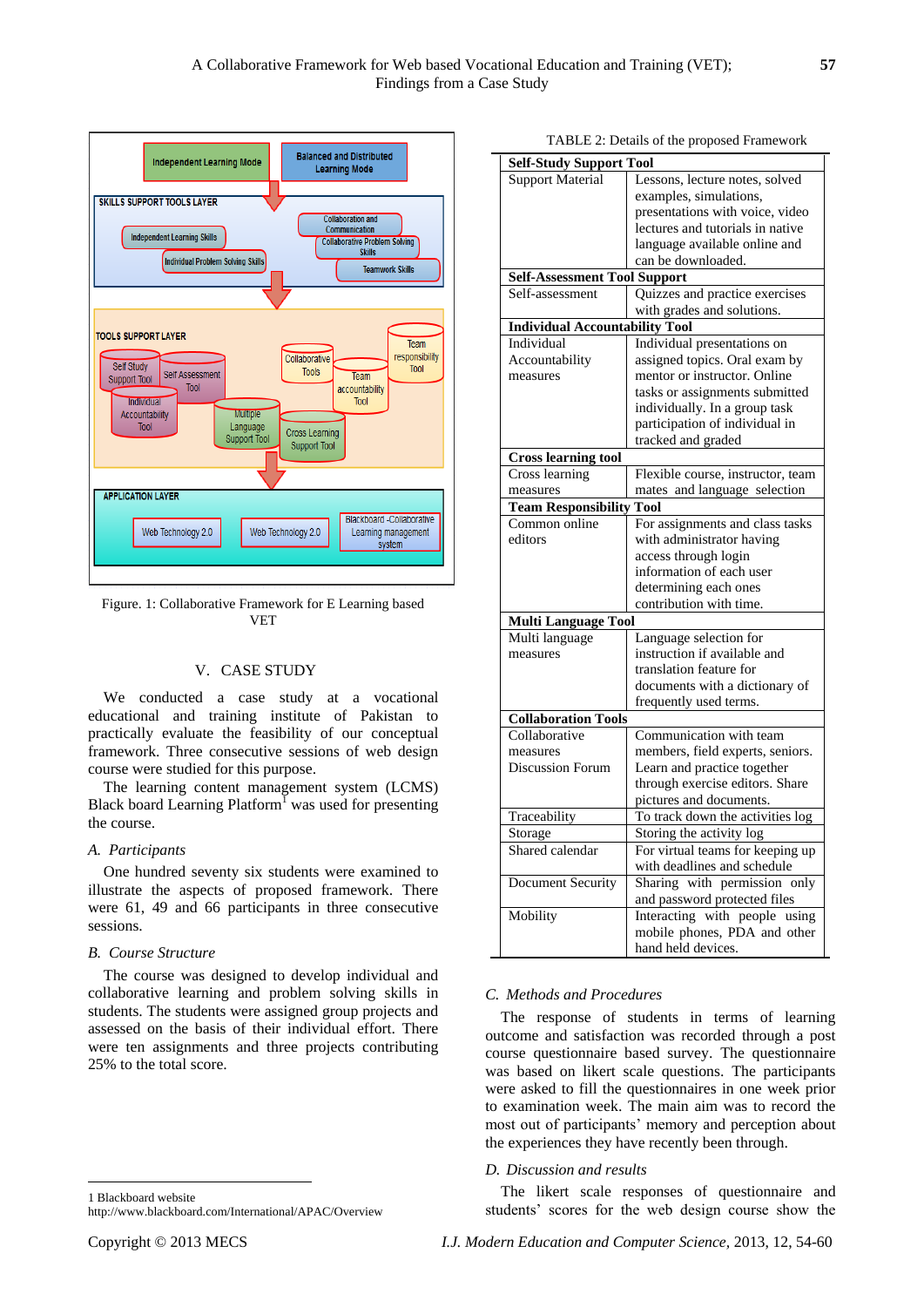Independent Learning Mode

Balanced and Distributed Learning Mode

SKILLS SUPPORT TOOLS LAYER

Independent Learning Skills

Individual Problem Solving Skills

Collaboration and Communication

Collaborative Problem Solving Skills

Teamwork Skills

TOOLS SUPPORT LAYER

Self Study Support Tool

Self Assessment Tool

Individual Accountability Tool

Multiple Language Support Tool

Collaborative Tools

Team accountability Tool

Cross Learning Support Tool

Team responsibility Tool

APPLICATION LAYER

Web Technology 2.0

Web Technology 2.0

Blackboard -Collaborative Learning management system

Figure. 1: Collaborative Framework for E Learning based VET

## V. CASE STUDY

We conducted a case study at a vocational educational and training institute of Pakistan to practically evaluate the feasibility of our conceptual framework. Three consecutive sessions of web design course were studied for this purpose.

The learning content management system (LCMS) Black board Learning Platform[1] was used for presenting the course.

### *A. Participants*

One hundred seventy six students were examined to illustrate the aspects of proposed framework. There were 61, 49 and 66 participants in three consecutive sessions.

### *B. Course Structure*

The course was designed to develop individual and collaborative learning and problem solving skills in students. The students were assigned group projects and assessed on the basis of their individual effort. There were ten assignments and three projects contributing 25% to the total score.

1 Blackboard website http://www.blackboard.com/International/APAC/Overview

TABLE 2: Details of the proposed Framework

| | |
|---|---|
| **Self-Study Support Tool** | |
| Support Material | Lessons, lecture notes, solved examples, simulations, presentations with voice, video lectures and tutorials in native language available online and can be downloaded. |
| **Self-Assessment Tool Support** | |
| Self-assessment | Quizzes and practice exercises with grades and solutions. |
| **Individual Accountability Tool** | |
| Individual Accountability measures | Individual presentations on assigned topics. Oral exam by mentor or instructor. Online tasks or assignments submitted individually. In a group task participation of individual in tracked and graded |
| **Cross learning tool** | |
| Cross learning measures | Flexible course, instructor, team mates and language selection |
| **Team Responsibility Tool** | |
| Common online editors | For assignments and class tasks with administrator having access through login information of each user determining each ones contribution with time. |
| **Multi Language Tool** | |
| Multi language measures | Language selection for instruction if available and translation feature for documents with a dictionary of frequently used terms. |
| **Collaboration Tools** | |
| Collaborative measures Discussion Forum | Communication with team members, field experts, seniors. Learn and practice together through exercise editors. Share pictures and documents. |
| Traceability | To track down the activities log |
| Storage | Storing the activity log |
| Shared calendar | For virtual teams for keeping up with deadlines and schedule |
| Document Security | Sharing with permission only and password protected files |
| Mobility | Interacting with people using mobile phones, PDA and other hand held devices. |

### *C. Methods and Procedures*

The response of students in terms of learning outcome and satisfaction was recorded through a post course questionnaire based survey. The questionnaire was based on likert scale questions. The participants were asked to fill the questionnaires in one week prior to examination week. The main aim was to record the most out of participants' memory and perception about the experiences they have recently been through.

### *D. Discussion and results*

The likert scale responses of questionnaire and students' scores for the web design course show the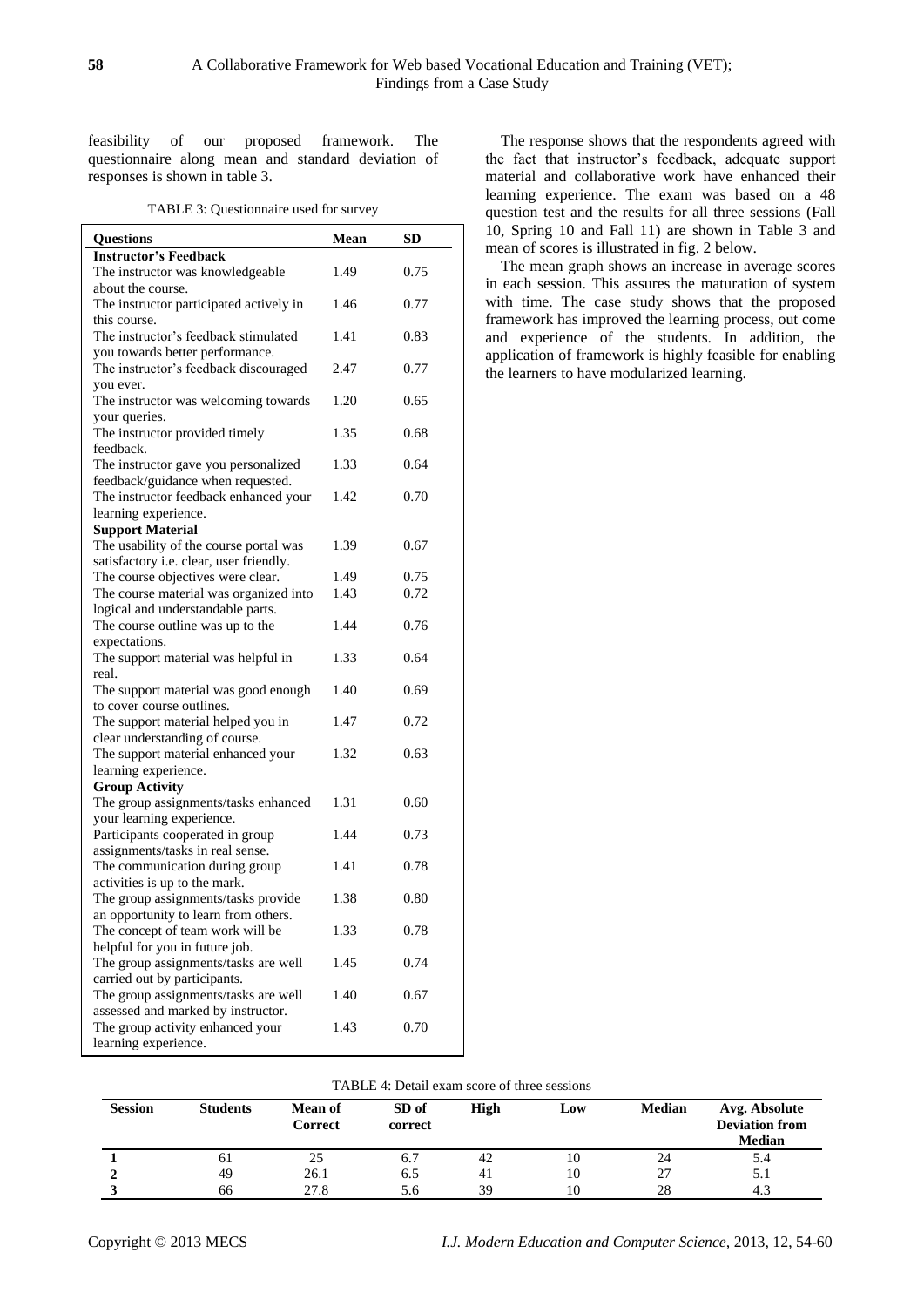feasibility of our proposed framework. The questionnaire along mean and standard deviation of responses is shown in table 3.

TABLE 3: Questionnaire used for survey

| Questions | Mean | SD |
|---|---|---|
| **Instructor's Feedback** | | |
| The instructor was knowledgeable about the course. | 1.49 | 0.75 |
| The instructor participated actively in this course. | 1.46 | 0.77 |
| The instructor's feedback stimulated you towards better performance. | 1.41 | 0.83 |
| The instructor's feedback discouraged you ever. | 2.47 | 0.77 |
| The instructor was welcoming towards your queries. | 1.20 | 0.65 |
| The instructor provided timely feedback. | 1.35 | 0.68 |
| The instructor gave you personalized feedback/guidance when requested. | 1.33 | 0.64 |
| The instructor feedback enhanced your learning experience. | 1.42 | 0.70 |
| **Support Material** | | |
| The usability of the course portal was satisfactory i.e. clear, user friendly. | 1.39 | 0.67 |
| The course objectives were clear. | 1.49 | 0.75 |
| The course material was organized into logical and understandable parts. | 1.43 | 0.72 |
| The course outline was up to the expectations. | 1.44 | 0.76 |
| The support material was helpful in real. | 1.33 | 0.64 |
| The support material was good enough to cover course outlines. | 1.40 | 0.69 |
| The support material helped you in clear understanding of course. | 1.47 | 0.72 |
| The support material enhanced your learning experience. | 1.32 | 0.63 |
| **Group Activity** | | |
| The group assignments/tasks enhanced your learning experience. | 1.31 | 0.60 |
| Participants cooperated in group assignments/tasks in real sense. | 1.44 | 0.73 |
| The communication during group activities is up to the mark. | 1.41 | 0.78 |
| The group assignments/tasks provide an opportunity to learn from others. | 1.38 | 0.80 |
| The concept of team work will be helpful for you in future job. | 1.33 | 0.78 |
| The group assignments/tasks are well carried out by participants. | 1.45 | 0.74 |
| The group assignments/tasks are well assessed and marked by instructor. | 1.40 | 0.67 |
| The group activity enhanced your learning experience. | 1.43 | 0.70 |

The response shows that the respondents agreed with the fact that instructor's feedback, adequate support material and collaborative work have enhanced their learning experience. The exam was based on a 48 question test and the results for all three sessions (Fall 10, Spring 10 and Fall 11) are shown in Table 3 and mean of scores is illustrated in fig. 2 below.

The mean graph shows an increase in average scores in each session. This assures the maturation of system with time. The case study shows that the proposed framework has improved the learning process, out come and experience of the students. In addition, the application of framework is highly feasible for enabling the learners to have modularized learning.

TABLE 4: Detail exam score of three sessions

| Session | Students | Mean of Correct | SD of correct | High | Low | Median | Avg. Absolute Deviation from Median |
|---|---|---|---|---|---|---|---|
| **1** | 61 | 25 | 6.7 | 42 | 10 | 24 | 5.4 |
| **2** | 49 | 26.1 | 6.5 | 41 | 10 | 27 | 5.1 |
| **3** | 66 | 27.8 | 5.6 | 39 | 10 | 28 | 4.3 |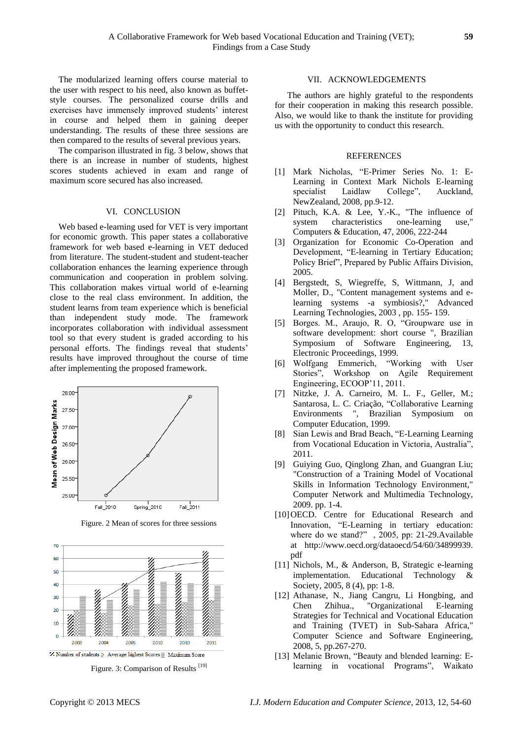The modularized learning offers course material to the user with respect to his need, also known as buffet-style courses. The personalized course drills and exercises have immensely improved students' interest in course and helped them in gaining deeper understanding. The results of these three sessions are then compared to the results of several previous years.

The comparison illustrated in fig. 3 below, shows that there is an increase in number of students, highest scores students achieved in exam and range of maximum score secured has also increased.

## VI. CONCLUSION

Web based e-learning used for VET is very important for economic growth. This paper states a collaborative framework for web based e-learning in VET deduced from literature. The student-student and student-teacher collaboration enhances the learning experience through communication and cooperation in problem solving. This collaboration makes virtual world of e-learning close to the real class environment. In addition, the student learns from team experience which is beneficial than independent study mode. The framework incorporates collaboration with individual assessment tool so that every student is graded according to his personal efforts. The findings reveal that students' results have improved throughout the course of time after implementing the proposed framework.

Mean of Web Design Marks

28.00
27.50
27.00
26.50
26.00
25.50
25.00

Fall_2010 Spring_2010 Fall_2011

Figure. 2 Mean of scores for three sessions

70
60
50
40
30
20
10
0

2003 2004 2005 2010 2010 2011

Number of students Average highest Scores Maximum Score

Figure. 3: Comparison of Results [19]

## VII. ACKNOWLEDGEMENTS

The authors are highly grateful to the respondents for their cooperation in making this research possible. Also, we would like to thank the institute for providing us with the opportunity to conduct this research.

## REFERENCES

[1] Mark Nicholas, "E-Primer Series No. 1: E-Learning in Context Mark Nichols E-learning specialist Laidlaw College", Auckland, NewZealand, 2008, pp.9-12.

[2] Pituch, K.A. & Lee, Y.-K., "The influence of system characteristics one-learning use," Computers & Education, 47, 2006, 222-244

[3] Organization for Economic Co-Operation and Development, "E-learning in Tertiary Education; Policy Brief", Prepared by Public Affairs Division, 2005.

[4] Bergstedt, S, Wiegreffe, S, Wittmann, J, and Moller, D., "Content management systems and e-learning systems -a symbiosis?," Advanced Learning Technologies, 2003 , pp. 155- 159.

[5] Borges. M., Araujo, R. O, "Groupware use in software development: short course ", Brazilian Symposium of Software Engineering, 13, Electronic Proceedings, 1999.

[6] Wolfgang Emmerich, "Working with User Stories", Workshop on Agile Requirement Engineering, ECOOP'11, 2011.

[7] Nitzke, J. A. Carneiro, M. L. F., Geller, M.; Santarosa, L. C. Criação, "Collaborative Learning Environments ", Brazilian Symposium on Computer Education, 1999.

[8] Sian Lewis and Brad Beach, "E-Learning Learning from Vocational Education in Victoria, Australia", 2011.

[9] Guiying Guo, Qinglong Zhan, and Guangran Liu; "Construction of a Training Model of Vocational Skills in Information Technology Environment," Computer Network and Multimedia Technology, 2009. pp. 1-4.

[10] OECD. Centre for Educational Research and Innovation, "E-Learning in tertiary education: where do we stand?" , 2005, pp: 21-29.Available at http://www.oecd.org/dataoecd/54/60/34899939.pdf

[11] Nichols, M., & Anderson, B, Strategic e-learning implementation. Educational Technology & Society, 2005, 8 (4), pp: 1-8.

[12] Athanase, N., Jiang Cangru, Li Hongbing, and Chen Zhihua., "Organizational E-learning Strategies for Technical and Vocational Education and Training (TVET) in Sub-Sahara Africa," Computer Science and Software Engineering, 2008, 5, pp.267-270.

[13] Melanie Brown, "Beauty and blended learning: E-learning in vocational Programs", Waikato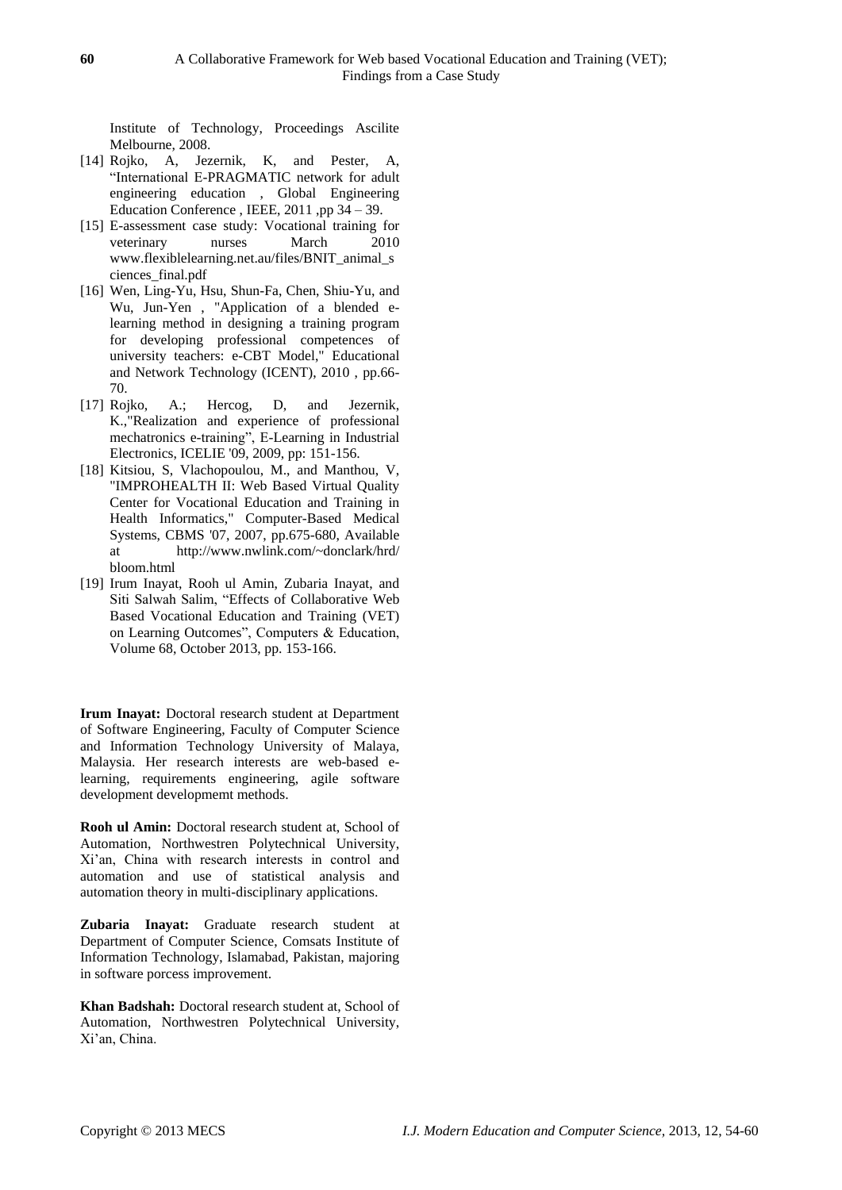Institute of Technology, Proceedings Ascilite Melbourne, 2008.

[14] Rojko, A, Jezernik, K, and Pester, A, "International E-PRAGMATIC network for adult engineering education , Global Engineering Education Conference , IEEE, 2011 ,pp 34 – 39.

[15] E-assessment case study: Vocational training for veterinary nurses March 2010 www.flexiblelearning.net.au/files/BNIT_animal_sciences_final.pdf

[16] Wen, Ling-Yu, Hsu, Shun-Fa, Chen, Shiu-Yu, and Wu, Jun-Yen , "Application of a blended e-learning method in designing a training program for developing professional competences of university teachers: e-CBT Model," Educational and Network Technology (ICENT), 2010 , pp.66-70.

[17] Rojko, A.; Hercog, D, and Jezernik, K.,"Realization and experience of professional mechatronics e-training", E-Learning in Industrial Electronics, ICELIE '09, 2009, pp: 151-156.

[18] Kitsiou, S, Vlachopoulou, M., and Manthou, V, "IMPROHEALTH II: Web Based Virtual Quality Center for Vocational Education and Training in Health Informatics," Computer-Based Medical Systems, CBMS '07, 2007, pp.675-680, Available at http://www.nwlink.com/~donclark/hrd/bloom.html

[19] Irum Inayat, Rooh ul Amin, Zubaria Inayat, and Siti Salwah Salim, "Effects of Collaborative Web Based Vocational Education and Training (VET) on Learning Outcomes", Computers & Education, Volume 68, October 2013, pp. 153-166.

**Irum Inayat:** Doctoral research student at Department of Software Engineering, Faculty of Computer Science and Information Technology University of Malaya, Malaysia. Her research interests are web-based e-learning, requirements engineering, agile software development developmemt methods.

**Rooh ul Amin:** Doctoral research student at, School of Automation, Northwestren Polytechnical University, Xi'an, China with research interests in control and automation and use of statistical analysis and automation theory in multi-disciplinary applications.

**Zubaria Inayat:** Graduate research student at Department of Computer Science, Comsats Institute of Information Technology, Islamabad, Pakistan, majoring in software porcess improvement.

**Khan Badshah:** Doctoral research student at, School of Automation, Northwestren Polytechnical University, Xi'an, China.